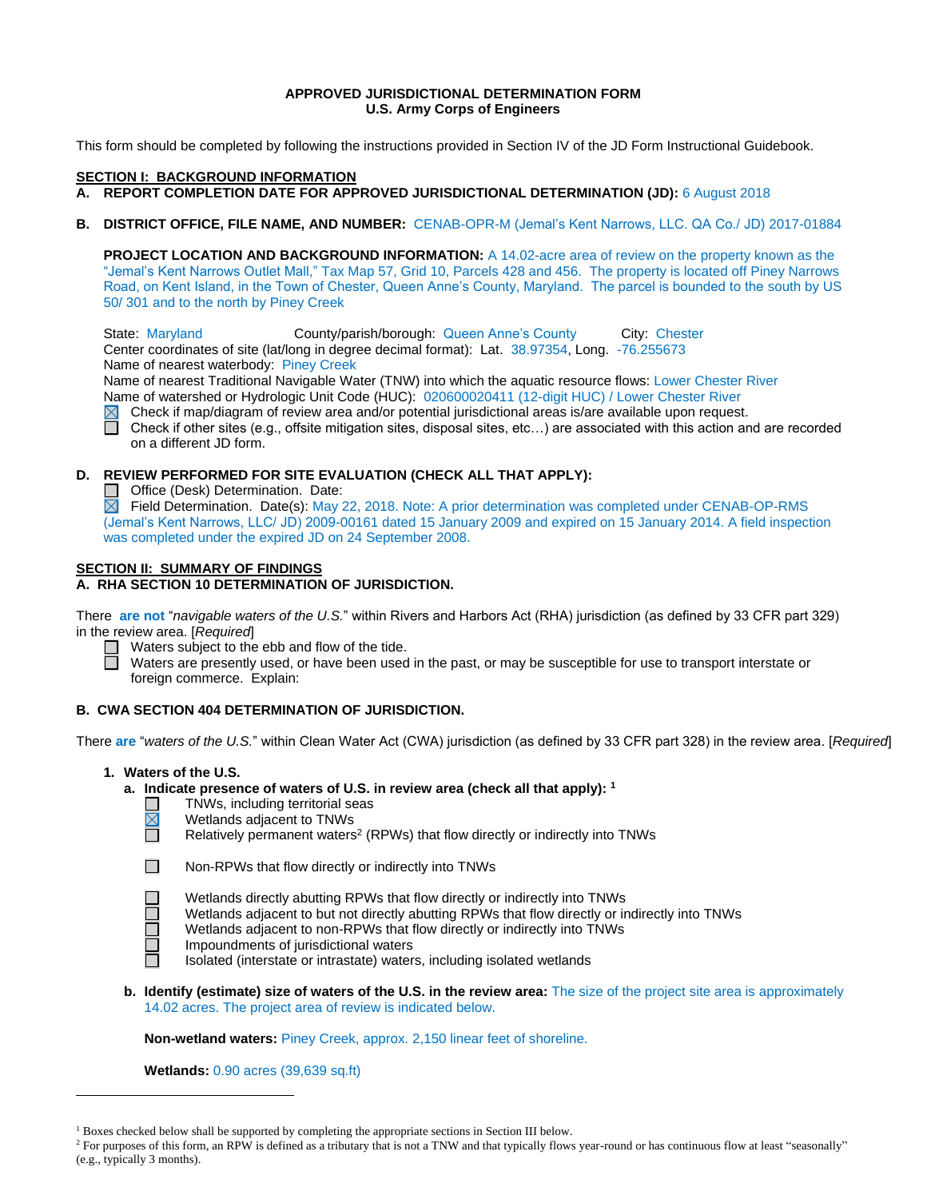**APPROVED JURISDICTIONAL DETERMINATION FORM**
**U.S. Army Corps of Engineers**

This form should be completed by following the instructions provided in Section IV of the JD Form Instructional Guidebook.

## SECTION I: BACKGROUND INFORMATION

**A. REPORT COMPLETION DATE FOR APPROVED JURISDICTIONAL DETERMINATION (JD):** 6 August 2018

**B. DISTRICT OFFICE, FILE NAME, AND NUMBER:** CENAB-OPR-M (Jemal's Kent Narrows, LLC. QA Co./ JD) 2017-01884

**PROJECT LOCATION AND BACKGROUND INFORMATION:** A 14.02-acre area of review on the property known as the "Jemal's Kent Narrows Outlet Mall," Tax Map 57, Grid 10, Parcels 428 and 456. The property is located off Piney Narrows Road, on Kent Island, in the Town of Chester, Queen Anne's County, Maryland. The parcel is bounded to the south by US 50/ 301 and to the north by Piney Creek

State: Maryland County/parish/borough: Queen Anne's County City: Chester
Center coordinates of site (lat/long in degree decimal format): Lat. 38.97354, Long. -76.255673
Name of nearest waterbody: Piney Creek
Name of nearest Traditional Navigable Water (TNW) into which the aquatic resource flows: Lower Chester River
Name of watershed or Hydrologic Unit Code (HUC): 020600020411 (12-digit HUC) / Lower Chester River

- ☒ Check if map/diagram of review area and/or potential jurisdictional areas is/are available upon request.
- ☐ Check if other sites (e.g., offsite mitigation sites, disposal sites, etc…) are associated with this action and are recorded on a different JD form.

**D. REVIEW PERFORMED FOR SITE EVALUATION (CHECK ALL THAT APPLY):**

- ☐ Office (Desk) Determination. Date:
- ☒ Field Determination. Date(s): May 22, 2018. Note: A prior determination was completed under CENAB-OP-RMS (Jemal's Kent Narrows, LLC/ JD) 2009-00161 dated 15 January 2009 and expired on 15 January 2014. A field inspection was completed under the expired JD on 24 September 2008.

## SECTION II: SUMMARY OF FINDINGS

**A. RHA SECTION 10 DETERMINATION OF JURISDICTION.**

There **are not** "*navigable waters of the U.S.*" within Rivers and Harbors Act (RHA) jurisdiction (as defined by 33 CFR part 329) in the review area. [*Required*]

- ☐ Waters subject to the ebb and flow of the tide.
- ☐ Waters are presently used, or have been used in the past, or may be susceptible for use to transport interstate or foreign commerce. Explain:

**B. CWA SECTION 404 DETERMINATION OF JURISDICTION.**

There **are** "*waters of the U.S.*" within Clean Water Act (CWA) jurisdiction (as defined by 33 CFR part 328) in the review area. [*Required*]

**1. Waters of the U.S.**

**a. Indicate presence of waters of U.S. in review area (check all that apply):** [1]

- ☐ TNWs, including territorial seas
- ☒ Wetlands adjacent to TNWs
- ☐ Relatively permanent waters[2] (RPWs) that flow directly or indirectly into TNWs
- ☐ Non-RPWs that flow directly or indirectly into TNWs
- ☐ Wetlands directly abutting RPWs that flow directly or indirectly into TNWs
- ☐ Wetlands adjacent to but not directly abutting RPWs that flow directly or indirectly into TNWs
- ☐ Wetlands adjacent to non-RPWs that flow directly or indirectly into TNWs
- ☐ Impoundments of jurisdictional waters
- ☐ Isolated (interstate or intrastate) waters, including isolated wetlands

**b. Identify (estimate) size of waters of the U.S. in the review area:** The size of the project site area is approximately 14.02 acres. The project area of review is indicated below.

**Non-wetland waters:** Piney Creek, approx. 2,150 linear feet of shoreline.

**Wetlands:** 0.90 acres (39,639 sq.ft)

---

[1] Boxes checked below shall be supported by completing the appropriate sections in Section III below.
[2] For purposes of this form, an RPW is defined as a tributary that is not a TNW and that typically flows year-round or has continuous flow at least "seasonally" (e.g., typically 3 months).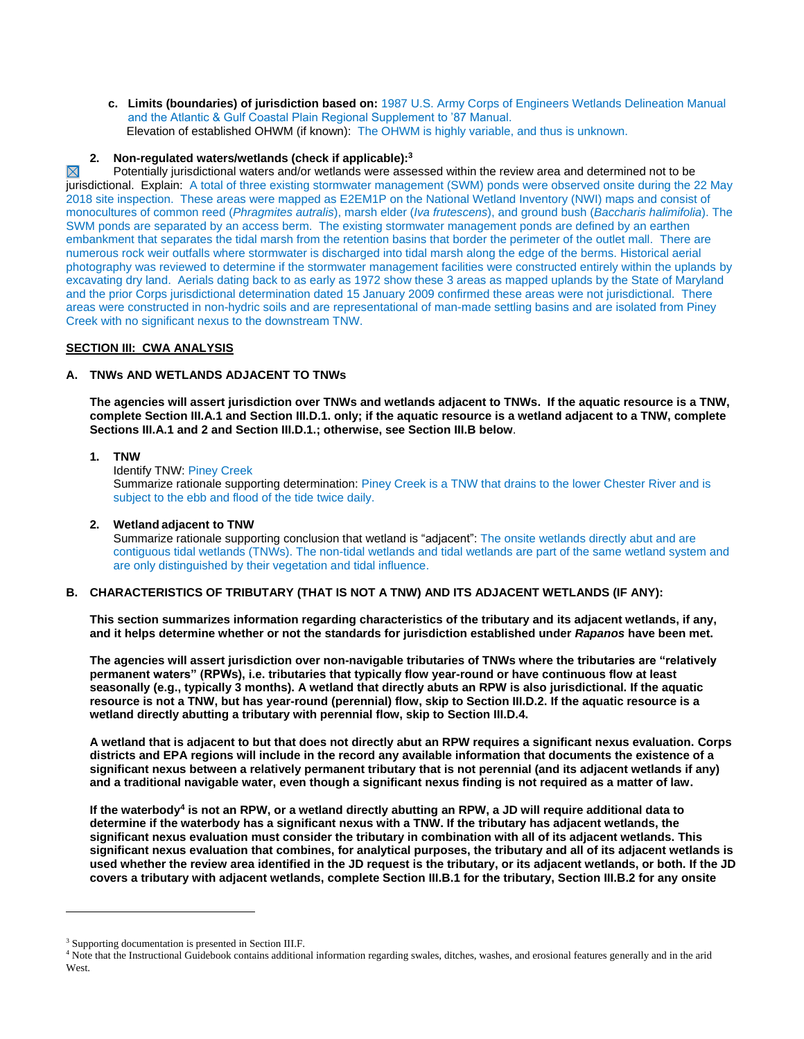**c. Limits (boundaries) of jurisdiction based on:** 1987 U.S. Army Corps of Engineers Wetlands Delineation Manual and the Atlantic & Gulf Coastal Plain Regional Supplement to '87 Manual.
Elevation of established OHWM (if known): The OHWM is highly variable, and thus is unknown.

**2. Non-regulated waters/wetlands (check if applicable):**[3]

☒ Potentially jurisdictional waters and/or wetlands were assessed within the review area and determined not to be jurisdictional. Explain: A total of three existing stormwater management (SWM) ponds were observed onsite during the 22 May 2018 site inspection. These areas were mapped as E2EM1P on the National Wetland Inventory (NWI) maps and consist of monocultures of common reed (*Phragmites autralis*), marsh elder (*Iva frutescens*), and ground bush (*Baccharis halimifolia*). The SWM ponds are separated by an access berm. The existing stormwater management ponds are defined by an earthen embankment that separates the tidal marsh from the retention basins that border the perimeter of the outlet mall. There are numerous rock weir outfalls where stormwater is discharged into tidal marsh along the edge of the berms. Historical aerial photography was reviewed to determine if the stormwater management facilities were constructed entirely within the uplands by excavating dry land. Aerials dating back to as early as 1972 show these 3 areas as mapped uplands by the State of Maryland and the prior Corps jurisdictional determination dated 15 January 2009 confirmed these areas were not jurisdictional. There areas were constructed in non-hydric soils and are representational of man-made settling basins and are isolated from Piney Creek with no significant nexus to the downstream TNW.

## SECTION III: CWA ANALYSIS

### A. TNWs AND WETLANDS ADJACENT TO TNWs

**The agencies will assert jurisdiction over TNWs and wetlands adjacent to TNWs. If the aquatic resource is a TNW, complete Section III.A.1 and Section III.D.1. only; if the aquatic resource is a wetland adjacent to a TNW, complete Sections III.A.1 and 2 and Section III.D.1.; otherwise, see Section III.B below**.

**1. TNW**
Identify TNW: Piney Creek
Summarize rationale supporting determination: Piney Creek is a TNW that drains to the lower Chester River and is subject to the ebb and flood of the tide twice daily.

**2. Wetland adjacent to TNW**
Summarize rationale supporting conclusion that wetland is "adjacent": The onsite wetlands directly abut and are contiguous tidal wetlands (TNWs). The non-tidal wetlands and tidal wetlands are part of the same wetland system and are only distinguished by their vegetation and tidal influence.

### B. CHARACTERISTICS OF TRIBUTARY (THAT IS NOT A TNW) AND ITS ADJACENT WETLANDS (IF ANY):

**This section summarizes information regarding characteristics of the tributary and its adjacent wetlands, if any, and it helps determine whether or not the standards for jurisdiction established under *Rapanos* have been met.**

**The agencies will assert jurisdiction over non-navigable tributaries of TNWs where the tributaries are "relatively permanent waters" (RPWs), i.e. tributaries that typically flow year-round or have continuous flow at least seasonally (e.g., typically 3 months). A wetland that directly abuts an RPW is also jurisdictional. If the aquatic resource is not a TNW, but has year-round (perennial) flow, skip to Section III.D.2. If the aquatic resource is a wetland directly abutting a tributary with perennial flow, skip to Section III.D.4.**

**A wetland that is adjacent to but that does not directly abut an RPW requires a significant nexus evaluation. Corps districts and EPA regions will include in the record any available information that documents the existence of a significant nexus between a relatively permanent tributary that is not perennial (and its adjacent wetlands if any) and a traditional navigable water, even though a significant nexus finding is not required as a matter of law.**

**If the waterbody[4] is not an RPW, or a wetland directly abutting an RPW, a JD will require additional data to determine if the waterbody has a significant nexus with a TNW. If the tributary has adjacent wetlands, the significant nexus evaluation must consider the tributary in combination with all of its adjacent wetlands. This significant nexus evaluation that combines, for analytical purposes, the tributary and all of its adjacent wetlands is used whether the review area identified in the JD request is the tributary, or its adjacent wetlands, or both. If the JD covers a tributary with adjacent wetlands, complete Section III.B.1 for the tributary, Section III.B.2 for any onsite**

---

[3] Supporting documentation is presented in Section III.F.

[4] Note that the Instructional Guidebook contains additional information regarding swales, ditches, washes, and erosional features generally and in the arid West.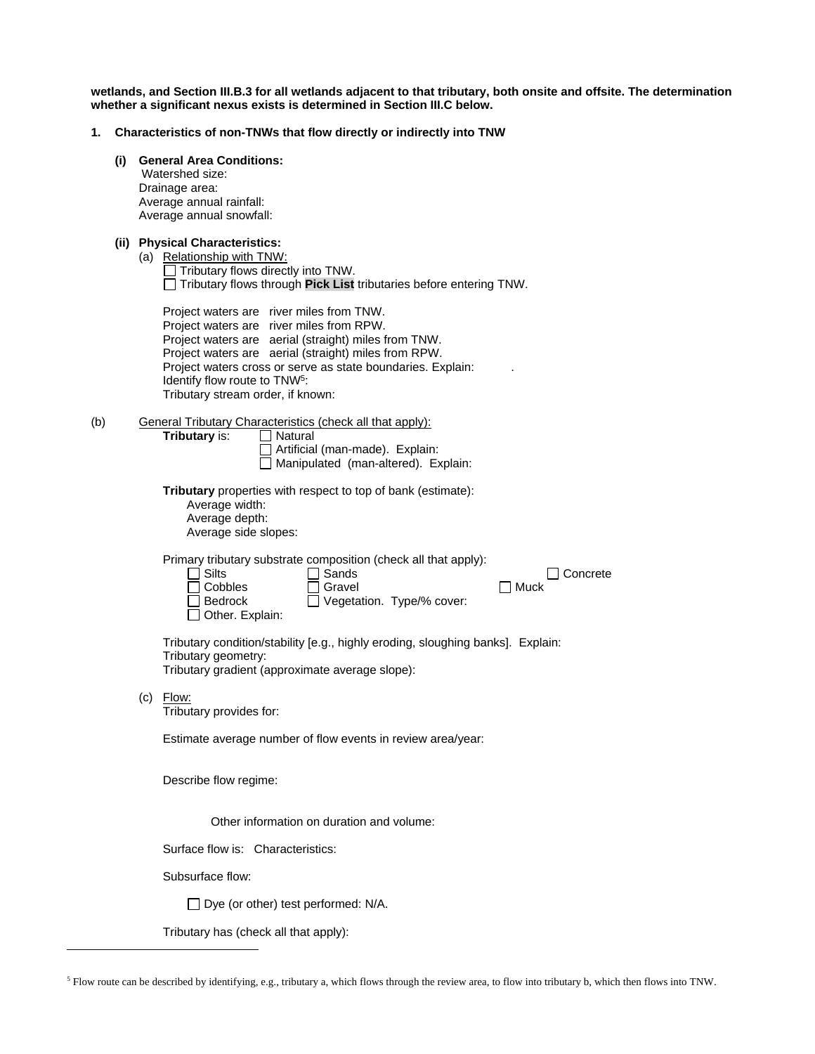**wetlands, and Section III.B.3 for all wetlands adjacent to that tributary, both onsite and offsite. The determination whether a significant nexus exists is determined in Section III.C below.**

**1. Characteristics of non-TNWs that flow directly or indirectly into TNW**

**(i) General Area Conditions:**
Watershed size:
Drainage area:
Average annual rainfall:
Average annual snowfall:

**(ii) Physical Characteristics:**

(a) Relationship with TNW:

☐ Tributary flows directly into TNW.
☐ Tributary flows through **Pick List** tributaries before entering TNW.

Project waters are river miles from TNW.
Project waters are river miles from RPW.
Project waters are aerial (straight) miles from TNW.
Project waters are aerial (straight) miles from RPW.
Project waters cross or serve as state boundaries. Explain: .
Identify flow route to TNW[5]:
Tributary stream order, if known:

(b) General Tributary Characteristics (check all that apply):

**Tributary** is: ☐ Natural
☐ Artificial (man-made). Explain:
☐ Manipulated (man-altered). Explain:

**Tributary** properties with respect to top of bank (estimate):
Average width:
Average depth:
Average side slopes:

Primary tributary substrate composition (check all that apply):

☐ Silts ☐ Sands ☐ Concrete
☐ Cobbles ☐ Gravel ☐ Muck
☐ Bedrock ☐ Vegetation. Type/% cover:
☐ Other. Explain:

Tributary condition/stability [e.g., highly eroding, sloughing banks]. Explain:
Tributary geometry:
Tributary gradient (approximate average slope):

(c) Flow:

Tributary provides for:

Estimate average number of flow events in review area/year:

Describe flow regime:

Other information on duration and volume:

Surface flow is: Characteristics:

Subsurface flow:

☐ Dye (or other) test performed: N/A.

Tributary has (check all that apply):

---

[5] Flow route can be described by identifying, e.g., tributary a, which flows through the review area, to flow into tributary b, which then flows into TNW.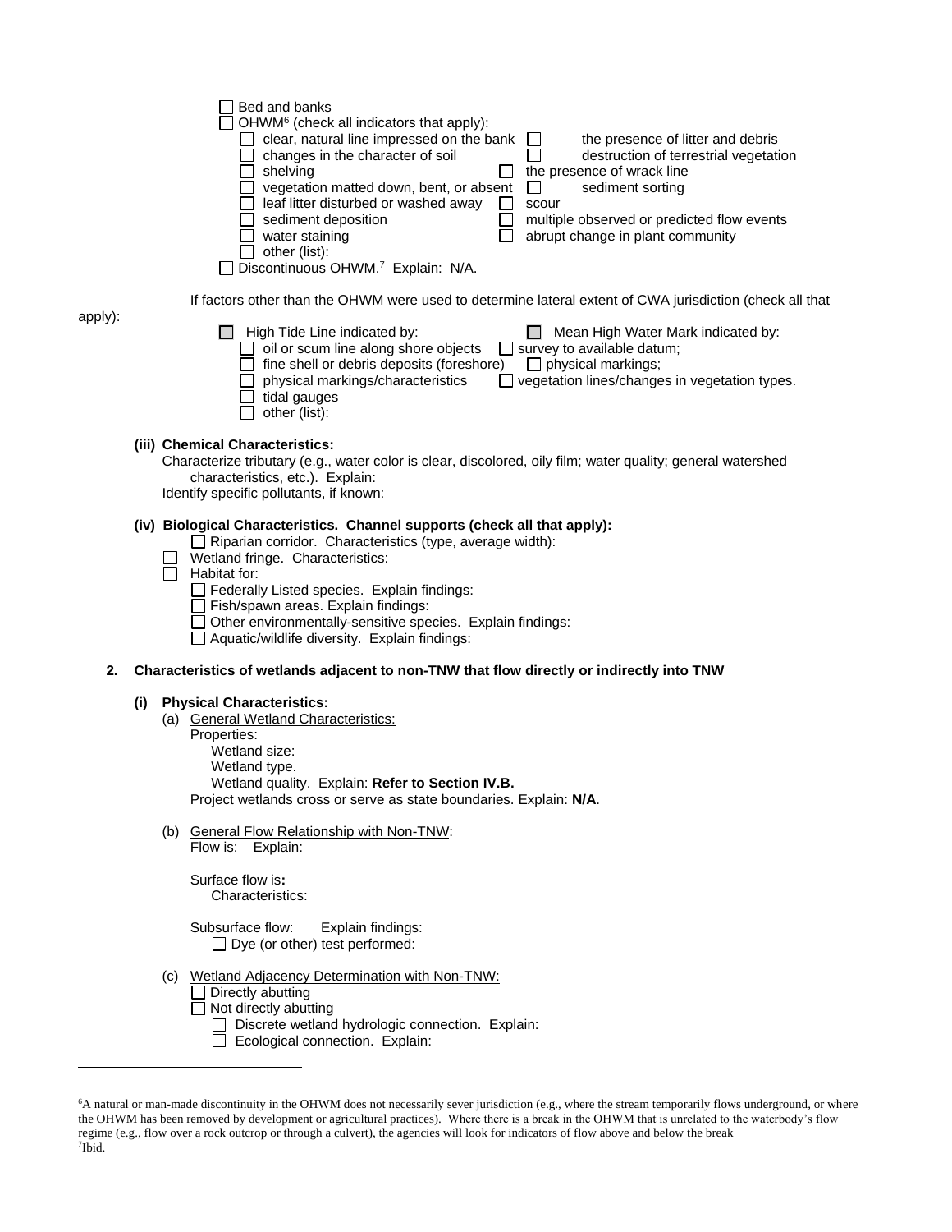☐ Bed and banks

☐ OHWM[6] (check all indicators that apply):

☐ clear, natural line impressed on the bank
☐ changes in the character of soil
☐ shelving
☐ vegetation matted down, bent, or absent
☐ leaf litter disturbed or washed away
☐ sediment deposition
☐ water staining
☐ other (list):
☐ the presence of litter and debris
☐ destruction of terrestrial vegetation
☐ the presence of wrack line
☐ sediment sorting
☐ scour
☐ multiple observed or predicted flow events
☐ abrupt change in plant community

☐ Discontinuous OHWM.[7] Explain: N/A.

If factors other than the OHWM were used to determine lateral extent of CWA jurisdiction (check all that apply):

☐ High Tide Line indicated by:
☐ oil or scum line along shore objects
☐ fine shell or debris deposits (foreshore)
☐ physical markings/characteristics
☐ tidal gauges
☐ other (list):

☐ Mean High Water Mark indicated by:
☐ survey to available datum;
☐ physical markings;
☐ vegetation lines/changes in vegetation types.

**(iii) Chemical Characteristics:**

Characterize tributary (e.g., water color is clear, discolored, oily film; water quality; general watershed characteristics, etc.). Explain:

Identify specific pollutants, if known:

**(iv) Biological Characteristics. Channel supports (check all that apply):**

☐ Riparian corridor. Characteristics (type, average width):
☐ Wetland fringe. Characteristics:
☐ Habitat for:
☐ Federally Listed species. Explain findings:
☐ Fish/spawn areas. Explain findings:
☐ Other environmentally-sensitive species. Explain findings:
☐ Aquatic/wildlife diversity. Explain findings:

**2. Characteristics of wetlands adjacent to non-TNW that flow directly or indirectly into TNW**

**(i) Physical Characteristics:**

(a) General Wetland Characteristics:

Properties:
Wetland size:
Wetland type.
Wetland quality. Explain: **Refer to Section IV.B.**

Project wetlands cross or serve as state boundaries. Explain: **N/A**.

(b) General Flow Relationship with Non-TNW:

Flow is: Explain:

Surface flow is**:**
Characteristics:

Subsurface flow: Explain findings:
☐ Dye (or other) test performed:

(c) Wetland Adjacency Determination with Non-TNW:

☐ Directly abutting
☐ Not directly abutting
☐ Discrete wetland hydrologic connection. Explain:
☐ Ecological connection. Explain:

---

[6]A natural or man-made discontinuity in the OHWM does not necessarily sever jurisdiction (e.g., where the stream temporarily flows underground, or where the OHWM has been removed by development or agricultural practices). Where there is a break in the OHWM that is unrelated to the waterbody's flow regime (e.g., flow over a rock outcrop or through a culvert), the agencies will look for indicators of flow above and below the break

[7]Ibid.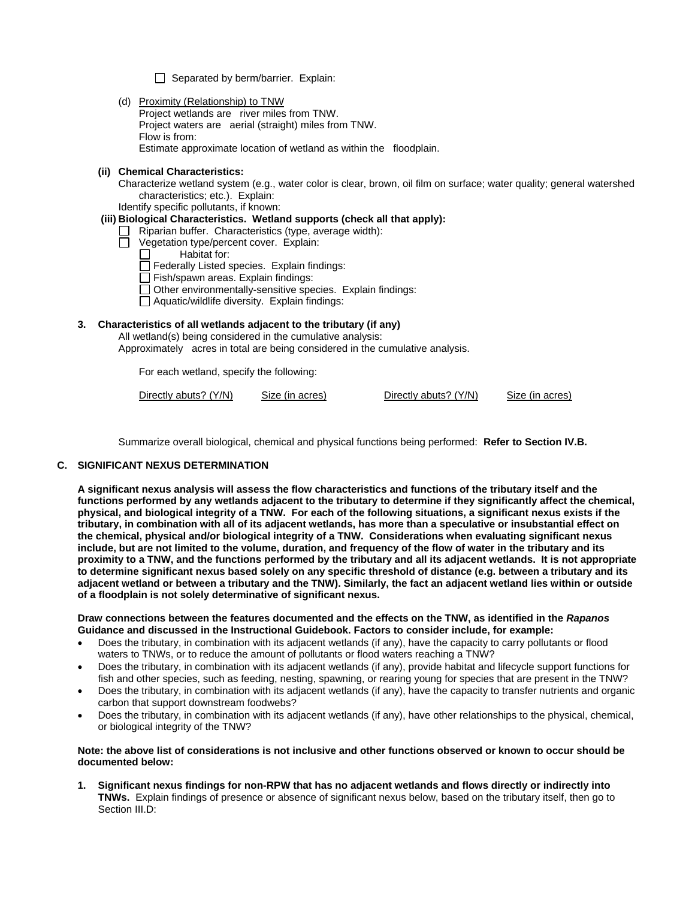☐ Separated by berm/barrier. Explain:

(d) Proximity (Relationship) to TNW
Project wetlands are river miles from TNW.
Project waters are aerial (straight) miles from TNW.
Flow is from:
Estimate approximate location of wetland as within the floodplain.

**(ii) Chemical Characteristics:**

Characterize wetland system (e.g., water color is clear, brown, oil film on surface; water quality; general watershed characteristics; etc.). Explain:
Identify specific pollutants, if known:

**(iii) Biological Characteristics. Wetland supports (check all that apply):**

☐ Riparian buffer. Characteristics (type, average width):
☐ Vegetation type/percent cover. Explain:
☐ Habitat for:
☐ Federally Listed species. Explain findings:
☐ Fish/spawn areas. Explain findings:
☐ Other environmentally-sensitive species. Explain findings:
☐ Aquatic/wildlife diversity. Explain findings:

**3. Characteristics of all wetlands adjacent to the tributary (if any)**

All wetland(s) being considered in the cumulative analysis:
Approximately acres in total are being considered in the cumulative analysis.

For each wetland, specify the following:

| Directly abuts? (Y/N) | Size (in acres) | Directly abuts? (Y/N) | Size (in acres) |
|---|---|---|---|

Summarize overall biological, chemical and physical functions being performed: **Refer to Section IV.B.**

## C. SIGNIFICANT NEXUS DETERMINATION

**A significant nexus analysis will assess the flow characteristics and functions of the tributary itself and the functions performed by any wetlands adjacent to the tributary to determine if they significantly affect the chemical, physical, and biological integrity of a TNW. For each of the following situations, a significant nexus exists if the tributary, in combination with all of its adjacent wetlands, has more than a speculative or insubstantial effect on the chemical, physical and/or biological integrity of a TNW. Considerations when evaluating significant nexus include, but are not limited to the volume, duration, and frequency of the flow of water in the tributary and its proximity to a TNW, and the functions performed by the tributary and all its adjacent wetlands. It is not appropriate to determine significant nexus based solely on any specific threshold of distance (e.g. between a tributary and its adjacent wetland or between a tributary and the TNW). Similarly, the fact an adjacent wetland lies within or outside of a floodplain is not solely determinative of significant nexus.**

**Draw connections between the features documented and the effects on the TNW, as identified in the *Rapanos* Guidance and discussed in the Instructional Guidebook. Factors to consider include, for example:**

- Does the tributary, in combination with its adjacent wetlands (if any), have the capacity to carry pollutants or flood waters to TNWs, or to reduce the amount of pollutants or flood waters reaching a TNW?
- Does the tributary, in combination with its adjacent wetlands (if any), provide habitat and lifecycle support functions for fish and other species, such as feeding, nesting, spawning, or rearing young for species that are present in the TNW?
- Does the tributary, in combination with its adjacent wetlands (if any), have the capacity to transfer nutrients and organic carbon that support downstream foodwebs?
- Does the tributary, in combination with its adjacent wetlands (if any), have other relationships to the physical, chemical, or biological integrity of the TNW?

**Note: the above list of considerations is not inclusive and other functions observed or known to occur should be documented below:**

1. **Significant nexus findings for non-RPW that has no adjacent wetlands and flows directly or indirectly into TNWs.** Explain findings of presence or absence of significant nexus below, based on the tributary itself, then go to Section III.D: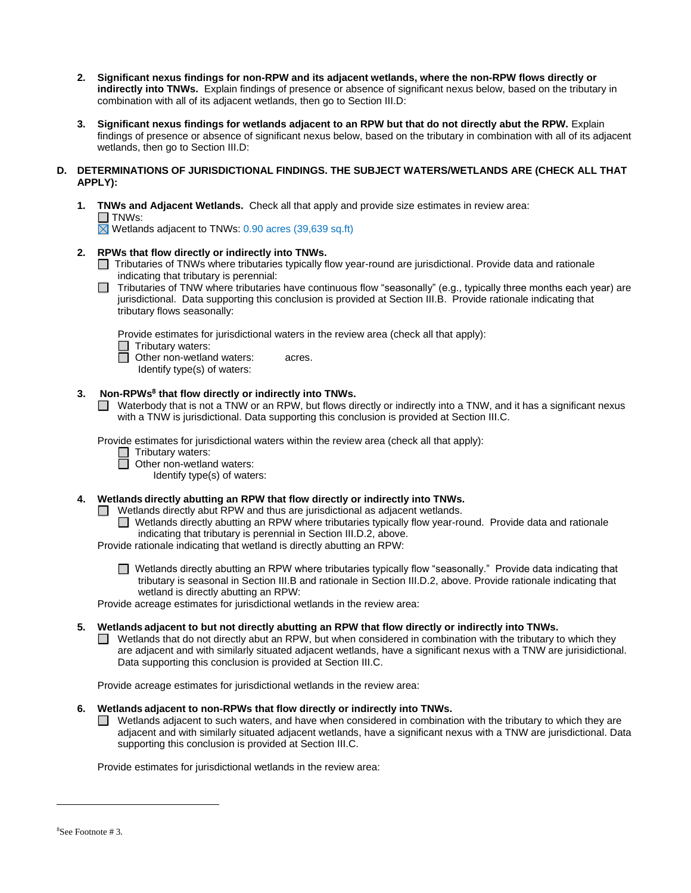2. **Significant nexus findings for non-RPW and its adjacent wetlands, where the non-RPW flows directly or indirectly into TNWs.** Explain findings of presence or absence of significant nexus below, based on the tributary in combination with all of its adjacent wetlands, then go to Section III.D:

3. **Significant nexus findings for wetlands adjacent to an RPW but that do not directly abut the RPW.** Explain findings of presence or absence of significant nexus below, based on the tributary in combination with all of its adjacent wetlands, then go to Section III.D:

**D. DETERMINATIONS OF JURISDICTIONAL FINDINGS. THE SUBJECT WATERS/WETLANDS ARE (CHECK ALL THAT APPLY):**

1. **TNWs and Adjacent Wetlands.** Check all that apply and provide size estimates in review area:
   - ☐ TNWs:
   - ☒ Wetlands adjacent to TNWs: 0.90 acres (39,639 sq.ft)

2. **RPWs that flow directly or indirectly into TNWs.**
   - ☐ Tributaries of TNWs where tributaries typically flow year-round are jurisdictional. Provide data and rationale indicating that tributary is perennial:
   - ☐ Tributaries of TNW where tributaries have continuous flow "seasonally" (e.g., typically three months each year) are jurisdictional. Data supporting this conclusion is provided at Section III.B. Provide rationale indicating that tributary flows seasonally:

   Provide estimates for jurisdictional waters in the review area (check all that apply):
   - ☐ Tributary waters:
   - ☐ Other non-wetland waters: acres.
     Identify type(s) of waters:

3. **Non-RPWs[8] that flow directly or indirectly into TNWs.**
   - ☐ Waterbody that is not a TNW or an RPW, but flows directly or indirectly into a TNW, and it has a significant nexus with a TNW is jurisdictional. Data supporting this conclusion is provided at Section III.C.

   Provide estimates for jurisdictional waters within the review area (check all that apply):
   - ☐ Tributary waters:
   - ☐ Other non-wetland waters:
     Identify type(s) of waters:

4. **Wetlands directly abutting an RPW that flow directly or indirectly into TNWs.**
   - ☐ Wetlands directly abut RPW and thus are jurisdictional as adjacent wetlands.
     - ☐ Wetlands directly abutting an RPW where tributaries typically flow year-round. Provide data and rationale indicating that tributary is perennial in Section III.D.2, above.

   Provide rationale indicating that wetland is directly abutting an RPW:

     - ☐ Wetlands directly abutting an RPW where tributaries typically flow "seasonally." Provide data indicating that tributary is seasonal in Section III.B and rationale in Section III.D.2, above. Provide rationale indicating that wetland is directly abutting an RPW:

   Provide acreage estimates for jurisdictional wetlands in the review area:

5. **Wetlands adjacent to but not directly abutting an RPW that flow directly or indirectly into TNWs.**
   - ☐ Wetlands that do not directly abut an RPW, but when considered in combination with the tributary to which they are adjacent and with similarly situated adjacent wetlands, have a significant nexus with a TNW are jurisidictional. Data supporting this conclusion is provided at Section III.C.

   Provide acreage estimates for jurisdictional wetlands in the review area:

6. **Wetlands adjacent to non-RPWs that flow directly or indirectly into TNWs.**
   - ☐ Wetlands adjacent to such waters, and have when considered in combination with the tributary to which they are adjacent and with similarly situated adjacent wetlands, have a significant nexus with a TNW are jurisdictional. Data supporting this conclusion is provided at Section III.C.

   Provide estimates for jurisdictional wetlands in the review area:

---

[8]See Footnote # 3.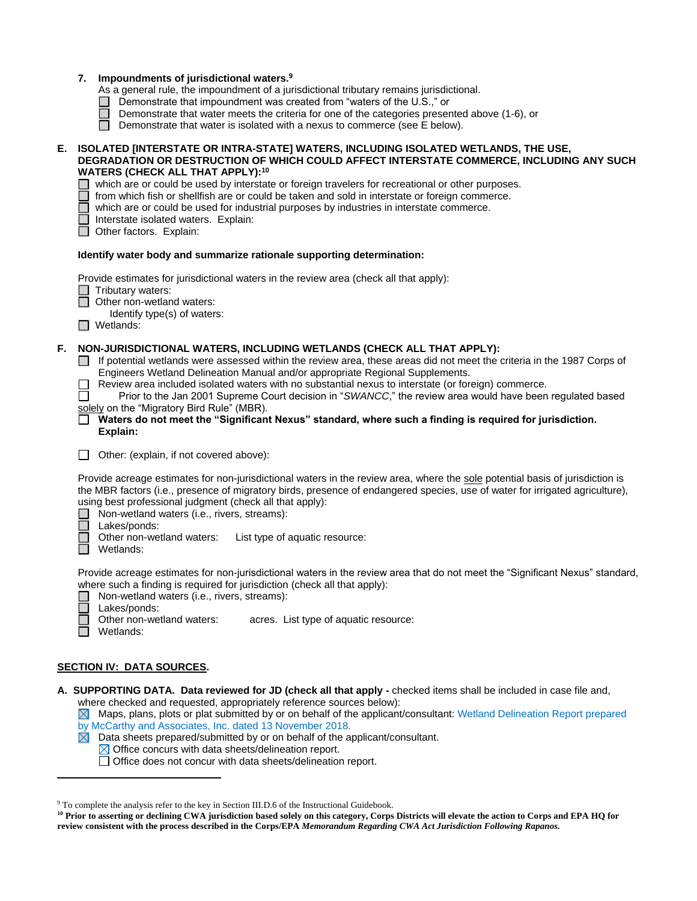**7. Impoundments of jurisdictional waters.**[9]

As a general rule, the impoundment of a jurisdictional tributary remains jurisdictional.

- ☐ Demonstrate that impoundment was created from "waters of the U.S.," or
- ☐ Demonstrate that water meets the criteria for one of the categories presented above (1-6), or
- ☐ Demonstrate that water is isolated with a nexus to commerce (see E below).

**E. ISOLATED [INTERSTATE OR INTRA-STATE] WATERS, INCLUDING ISOLATED WETLANDS, THE USE, DEGRADATION OR DESTRUCTION OF WHICH COULD AFFECT INTERSTATE COMMERCE, INCLUDING ANY SUCH WATERS (CHECK ALL THAT APPLY):**[10]

- ☐ which are or could be used by interstate or foreign travelers for recreational or other purposes.
- ☐ from which fish or shellfish are or could be taken and sold in interstate or foreign commerce.
- ☐ which are or could be used for industrial purposes by industries in interstate commerce.
- ☐ Interstate isolated waters. Explain:
- ☐ Other factors. Explain:

**Identify water body and summarize rationale supporting determination:**

Provide estimates for jurisdictional waters in the review area (check all that apply):

- ☐ Tributary waters:
- ☐ Other non-wetland waters:
  - Identify type(s) of waters:
- ☐ Wetlands:

**F. NON-JURISDICTIONAL WATERS, INCLUDING WETLANDS (CHECK ALL THAT APPLY):**

- ☐ If potential wetlands were assessed within the review area, these areas did not meet the criteria in the 1987 Corps of Engineers Wetland Delineation Manual and/or appropriate Regional Supplements.
- ☐ Review area included isolated waters with no substantial nexus to interstate (or foreign) commerce.
- ☐ Prior to the Jan 2001 Supreme Court decision in "*SWANCC*," the review area would have been regulated based solely on the "Migratory Bird Rule" (MBR).
- ☐ **Waters do not meet the "Significant Nexus" standard, where such a finding is required for jurisdiction. Explain:**
- ☐ Other: (explain, if not covered above):

Provide acreage estimates for non-jurisdictional waters in the review area, where the sole potential basis of jurisdiction is the MBR factors (i.e., presence of migratory birds, presence of endangered species, use of water for irrigated agriculture), using best professional judgment (check all that apply):

- ☐ Non-wetland waters (i.e., rivers, streams):
- ☐ Lakes/ponds:
- ☐ Other non-wetland waters: List type of aquatic resource:
- ☐ Wetlands:

Provide acreage estimates for non-jurisdictional waters in the review area that do not meet the "Significant Nexus" standard, where such a finding is required for jurisdiction (check all that apply):

- ☐ Non-wetland waters (i.e., rivers, streams):
- ☐ Lakes/ponds:
- ☐ Other non-wetland waters: acres. List type of aquatic resource:
- ☐ Wetlands:

## SECTION IV: DATA SOURCES.

**A. SUPPORTING DATA. Data reviewed for JD (check all that apply -** checked items shall be included in case file and, where checked and requested, appropriately reference sources below):

- ☒ Maps, plans, plots or plat submitted by or on behalf of the applicant/consultant: Wetland Delineation Report prepared by McCarthy and Associates, Inc. dated 13 November 2018.
- ☒ Data sheets prepared/submitted by or on behalf of the applicant/consultant.
  - ☒ Office concurs with data sheets/delineation report.
  - ☐ Office does not concur with data sheets/delineation report.

---

[9] To complete the analysis refer to the key in Section III.D.6 of the Instructional Guidebook.

[10] **Prior to asserting or declining CWA jurisdiction based solely on this category, Corps Districts will elevate the action to Corps and EPA HQ for review consistent with the process described in the Corps/EPA *Memorandum Regarding CWA Act Jurisdiction Following Rapanos.***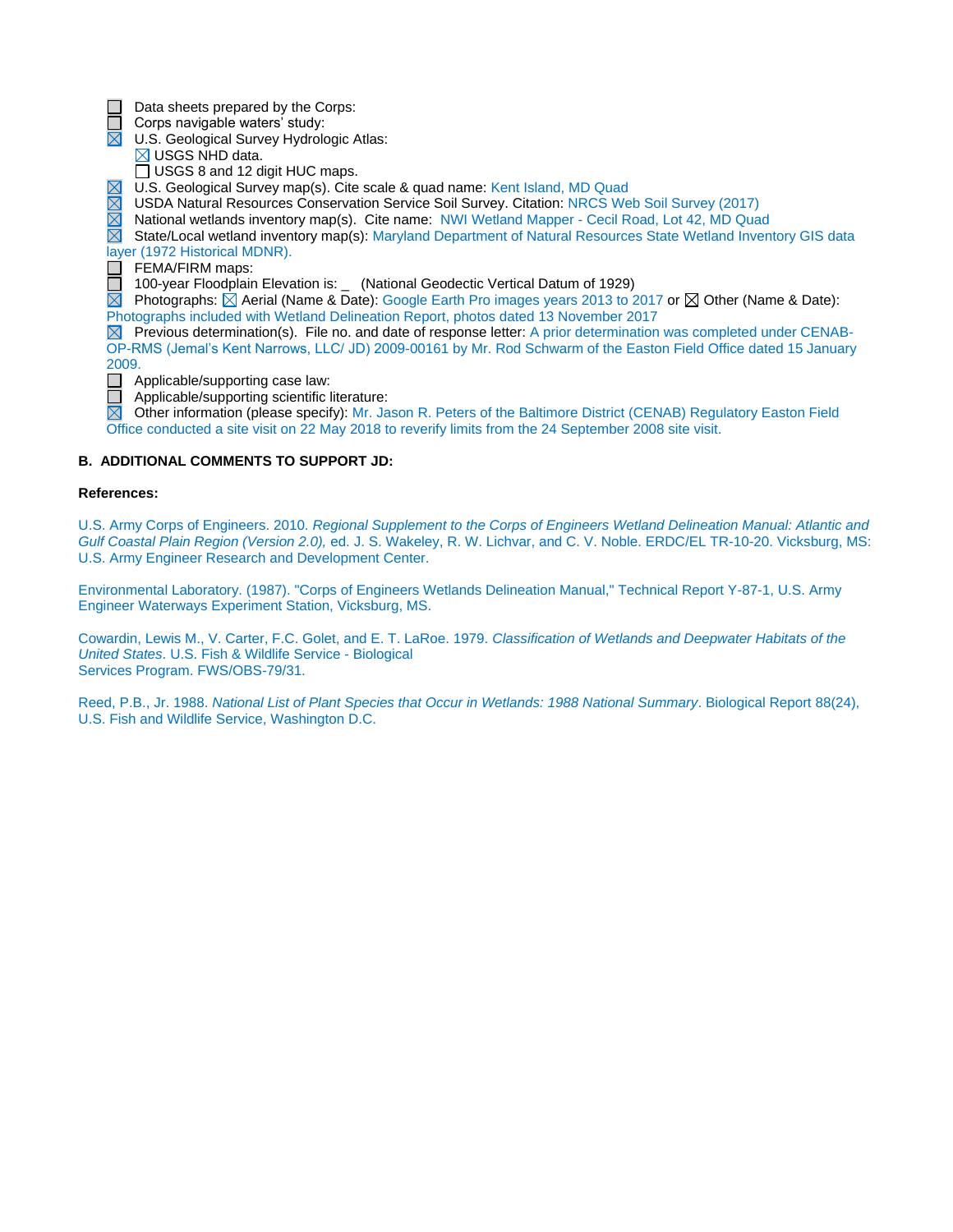☐ Data sheets prepared by the Corps:
☐ Corps navigable waters' study:
☒ U.S. Geological Survey Hydrologic Atlas:
 ☒ USGS NHD data.
 ☐ USGS 8 and 12 digit HUC maps.
☒ U.S. Geological Survey map(s). Cite scale & quad name: Kent Island, MD Quad
☒ USDA Natural Resources Conservation Service Soil Survey. Citation: NRCS Web Soil Survey (2017)
☒ National wetlands inventory map(s). Cite name: NWI Wetland Mapper - Cecil Road, Lot 42, MD Quad
☒ State/Local wetland inventory map(s): Maryland Department of Natural Resources State Wetland Inventory GIS data layer (1972 Historical MDNR).
☐ FEMA/FIRM maps:
☐ 100-year Floodplain Elevation is: _ (National Geodectic Vertical Datum of 1929)
☒ Photographs: ☒ Aerial (Name & Date): Google Earth Pro images years 2013 to 2017 or ☒ Other (Name & Date): Photographs included with Wetland Delineation Report, photos dated 13 November 2017
☒ Previous determination(s). File no. and date of response letter: A prior determination was completed under CENAB-OP-RMS (Jemal's Kent Narrows, LLC/ JD) 2009-00161 by Mr. Rod Schwarm of the Easton Field Office dated 15 January 2009.
☐ Applicable/supporting case law:
☐ Applicable/supporting scientific literature:
☒ Other information (please specify): Mr. Jason R. Peters of the Baltimore District (CENAB) Regulatory Easton Field Office conducted a site visit on 22 May 2018 to reverify limits from the 24 September 2008 site visit.

**B. ADDITIONAL COMMENTS TO SUPPORT JD:**

**References:**

U.S. Army Corps of Engineers. 2010. *Regional Supplement to the Corps of Engineers Wetland Delineation Manual: Atlantic and Gulf Coastal Plain Region (Version 2.0),* ed. J. S. Wakeley, R. W. Lichvar, and C. V. Noble. ERDC/EL TR-10-20. Vicksburg, MS: U.S. Army Engineer Research and Development Center.

Environmental Laboratory. (1987). "Corps of Engineers Wetlands Delineation Manual," Technical Report Y-87-1, U.S. Army Engineer Waterways Experiment Station, Vicksburg, MS.

Cowardin, Lewis M., V. Carter, F.C. Golet, and E. T. LaRoe. 1979. *Classification of Wetlands and Deepwater Habitats of the United States*. U.S. Fish & Wildlife Service - Biological Services Program. FWS/OBS-79/31.

Reed, P.B., Jr. 1988. *National List of Plant Species that Occur in Wetlands: 1988 National Summary*. Biological Report 88(24), U.S. Fish and Wildlife Service, Washington D.C.